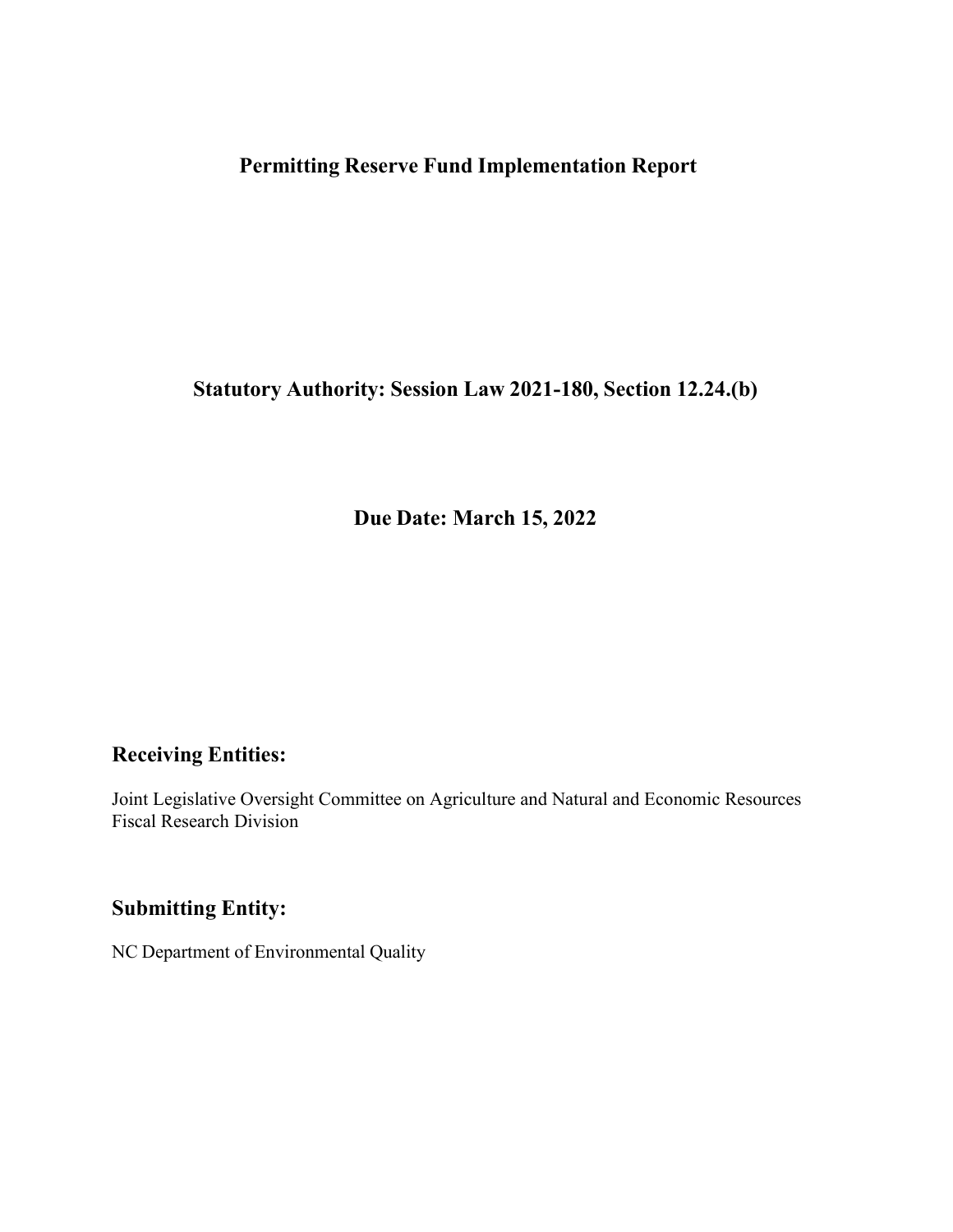# Permitting Reserve Fund Implementation Report

## Statutory Authority: Session Law 2021-180, Section 12.24.(b)

## Due Date: March 15, 2022

## Receiving Entities:

Joint Legislative Oversight Committee on Agriculture and Natural and Economic Resources
Fiscal Research Division

## Submitting Entity:

NC Department of Environmental Quality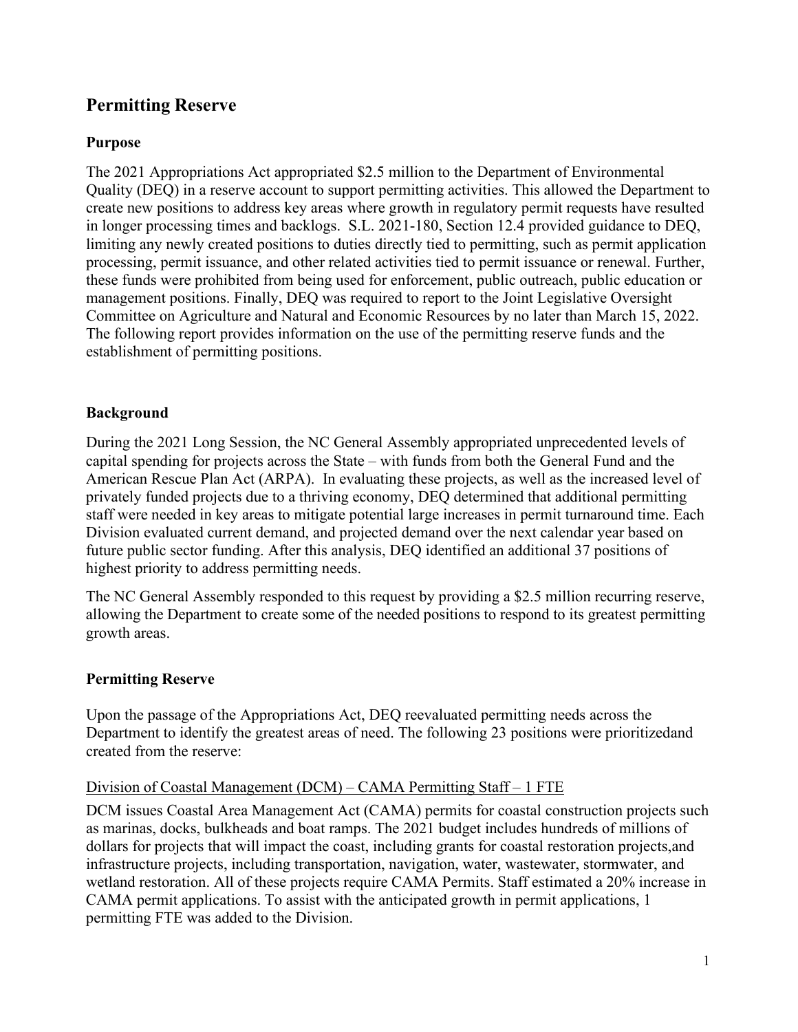## Permitting Reserve

### Purpose

The 2021 Appropriations Act appropriated $2.5 million to the Department of Environmental Quality (DEQ) in a reserve account to support permitting activities. This allowed the Department to create new positions to address key areas where growth in regulatory permit requests have resulted in longer processing times and backlogs. S.L. 2021-180, Section 12.4 provided guidance to DEQ, limiting any newly created positions to duties directly tied to permitting, such as permit application processing, permit issuance, and other related activities tied to permit issuance or renewal. Further, these funds were prohibited from being used for enforcement, public outreach, public education or management positions. Finally, DEQ was required to report to the Joint Legislative Oversight Committee on Agriculture and Natural and Economic Resources by no later than March 15, 2022. The following report provides information on the use of the permitting reserve funds and the establishment of permitting positions.

### Background

During the 2021 Long Session, the NC General Assembly appropriated unprecedented levels of capital spending for projects across the State – with funds from both the General Fund and the American Rescue Plan Act (ARPA). In evaluating these projects, as well as the increased level of privately funded projects due to a thriving economy, DEQ determined that additional permitting staff were needed in key areas to mitigate potential large increases in permit turnaround time. Each Division evaluated current demand, and projected demand over the next calendar year based on future public sector funding. After this analysis, DEQ identified an additional 37 positions of highest priority to address permitting needs.

The NC General Assembly responded to this request by providing a $2.5 million recurring reserve, allowing the Department to create some of the needed positions to respond to its greatest permitting growth areas.

### Permitting Reserve

Upon the passage of the Appropriations Act, DEQ reevaluated permitting needs across the Department to identify the greatest areas of need. The following 23 positions were prioritizedand created from the reserve:

<u>Division of Coastal Management (DCM) – CAMA Permitting Staff – 1 FTE</u>

DCM issues Coastal Area Management Act (CAMA) permits for coastal construction projects such as marinas, docks, bulkheads and boat ramps. The 2021 budget includes hundreds of millions of dollars for projects that will impact the coast, including grants for coastal restoration projects,and infrastructure projects, including transportation, navigation, water, wastewater, stormwater, and wetland restoration. All of these projects require CAMA Permits. Staff estimated a 20% increase in CAMA permit applications. To assist with the anticipated growth in permit applications, 1 permitting FTE was added to the Division.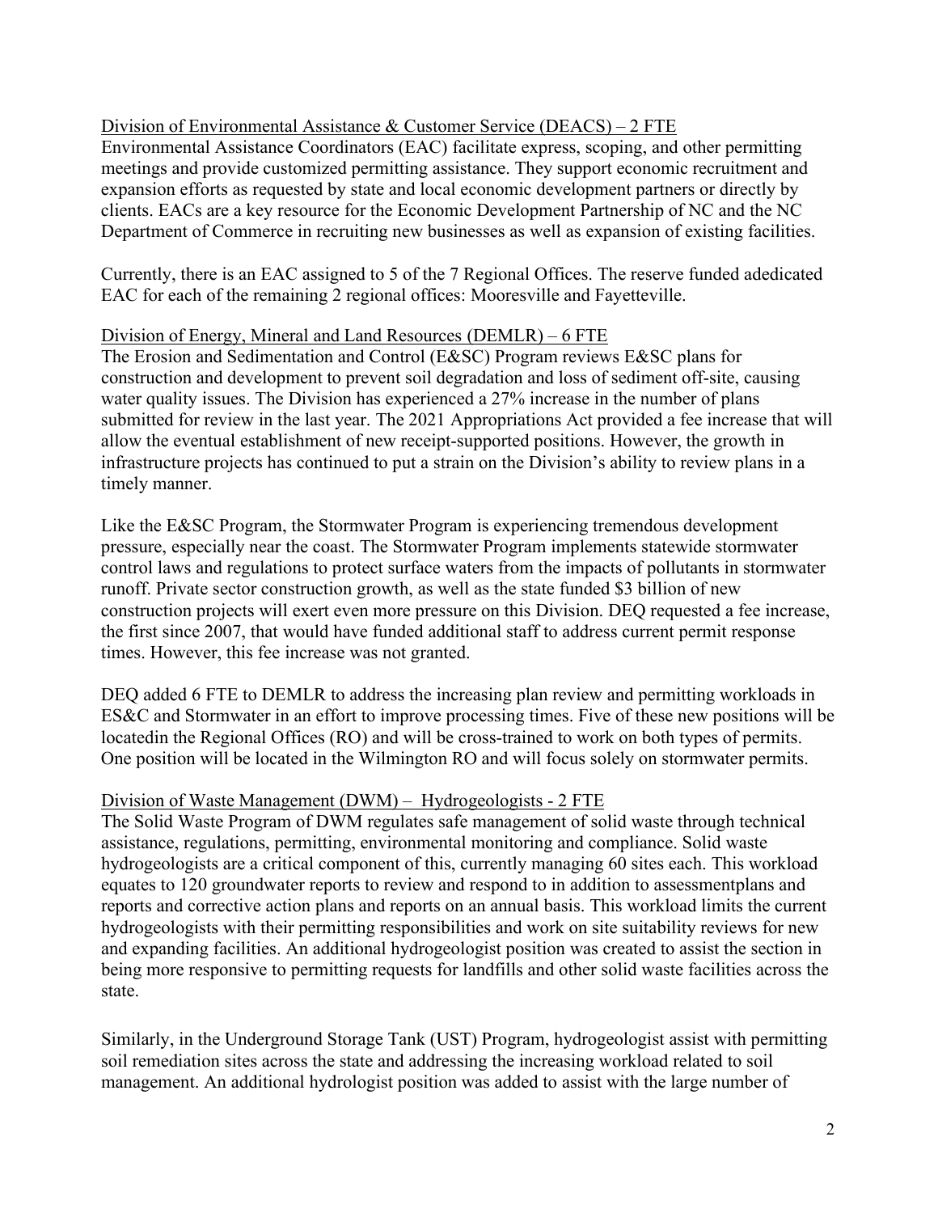Division of Environmental Assistance & Customer Service (DEACS) – 2 FTE

Environmental Assistance Coordinators (EAC) facilitate express, scoping, and other permitting meetings and provide customized permitting assistance. They support economic recruitment and expansion efforts as requested by state and local economic development partners or directly by clients. EACs are a key resource for the Economic Development Partnership of NC and the NC Department of Commerce in recruiting new businesses as well as expansion of existing facilities.

Currently, there is an EAC assigned to 5 of the 7 Regional Offices. The reserve funded adedicated EAC for each of the remaining 2 regional offices: Mooresville and Fayetteville.

Division of Energy, Mineral and Land Resources (DEMLR) – 6 FTE

The Erosion and Sedimentation and Control (E&SC) Program reviews E&SC plans for construction and development to prevent soil degradation and loss of sediment off-site, causing water quality issues. The Division has experienced a 27% increase in the number of plans submitted for review in the last year. The 2021 Appropriations Act provided a fee increase that will allow the eventual establishment of new receipt-supported positions. However, the growth in infrastructure projects has continued to put a strain on the Division's ability to review plans in a timely manner.

Like the E&SC Program, the Stormwater Program is experiencing tremendous development pressure, especially near the coast. The Stormwater Program implements statewide stormwater control laws and regulations to protect surface waters from the impacts of pollutants in stormwater runoff. Private sector construction growth, as well as the state funded $3 billion of new construction projects will exert even more pressure on this Division. DEQ requested a fee increase, the first since 2007, that would have funded additional staff to address current permit response times. However, this fee increase was not granted.

DEQ added 6 FTE to DEMLR to address the increasing plan review and permitting workloads in ES&C and Stormwater in an effort to improve processing times. Five of these new positions will be locatedin the Regional Offices (RO) and will be cross-trained to work on both types of permits. One position will be located in the Wilmington RO and will focus solely on stormwater permits.

Division of Waste Management (DWM) – Hydrogeologists - 2 FTE

The Solid Waste Program of DWM regulates safe management of solid waste through technical assistance, regulations, permitting, environmental monitoring and compliance. Solid waste hydrogeologists are a critical component of this, currently managing 60 sites each. This workload equates to 120 groundwater reports to review and respond to in addition to assessmentplans and reports and corrective action plans and reports on an annual basis. This workload limits the current hydrogeologists with their permitting responsibilities and work on site suitability reviews for new and expanding facilities. An additional hydrogeologist position was created to assist the section in being more responsive to permitting requests for landfills and other solid waste facilities across the state.

Similarly, in the Underground Storage Tank (UST) Program, hydrogeologist assist with permitting soil remediation sites across the state and addressing the increasing workload related to soil management. An additional hydrologist position was added to assist with the large number of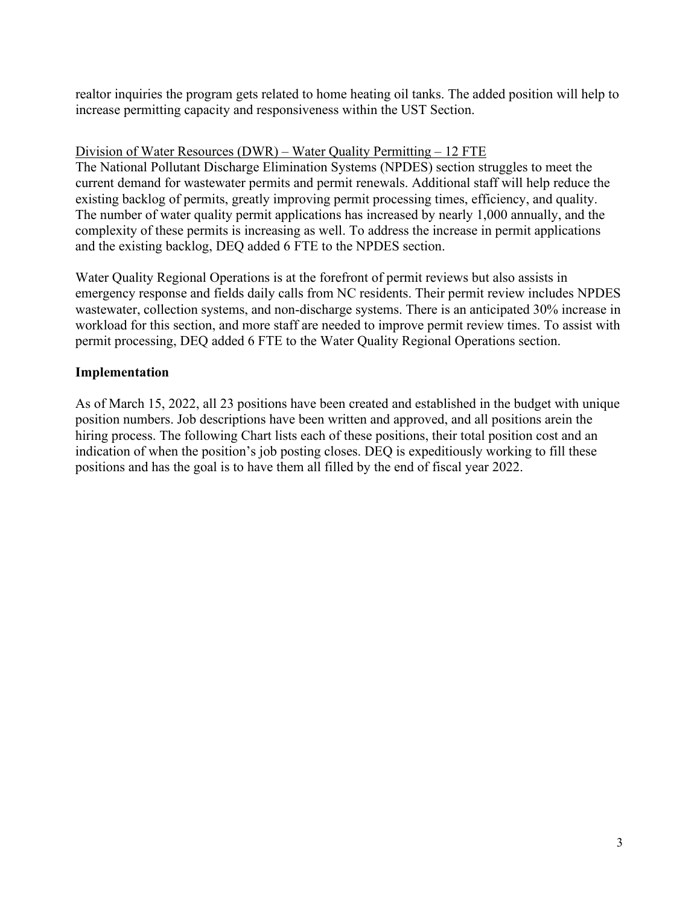realtor inquiries the program gets related to home heating oil tanks. The added position will help to increase permitting capacity and responsiveness within the UST Section.

<u>Division of Water Resources (DWR) – Water Quality Permitting – 12 FTE</u>

The National Pollutant Discharge Elimination Systems (NPDES) section struggles to meet the current demand for wastewater permits and permit renewals. Additional staff will help reduce the existing backlog of permits, greatly improving permit processing times, efficiency, and quality. The number of water quality permit applications has increased by nearly 1,000 annually, and the complexity of these permits is increasing as well. To address the increase in permit applications and the existing backlog, DEQ added 6 FTE to the NPDES section.

Water Quality Regional Operations is at the forefront of permit reviews but also assists in emergency response and fields daily calls from NC residents. Their permit review includes NPDES wastewater, collection systems, and non-discharge systems. There is an anticipated 30% increase in workload for this section, and more staff are needed to improve permit review times. To assist with permit processing, DEQ added 6 FTE to the Water Quality Regional Operations section.

**Implementation**

As of March 15, 2022, all 23 positions have been created and established in the budget with unique position numbers. Job descriptions have been written and approved, and all positions arein the hiring process. The following Chart lists each of these positions, their total position cost and an indication of when the position's job posting closes. DEQ is expeditiously working to fill these positions and has the goal is to have them all filled by the end of fiscal year 2022.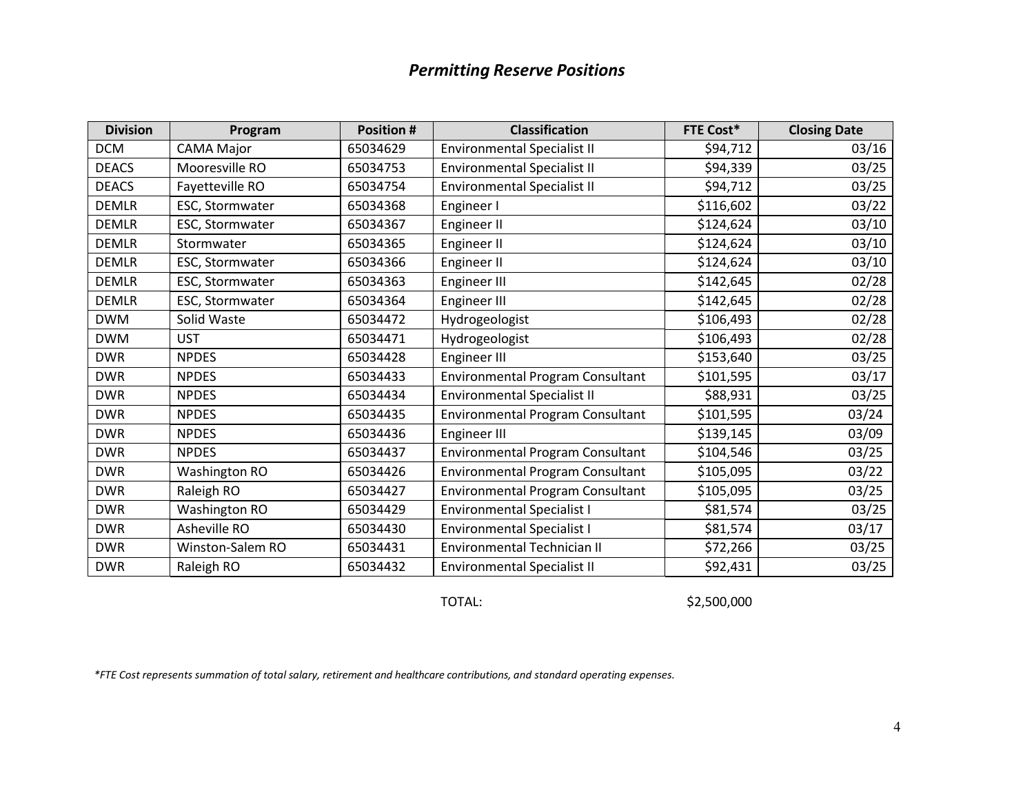## *Permitting Reserve Positions*

| Division | Program | Position # | Classification | FTE Cost* | Closing Date |
|---|---|---|---|---|---|
| DCM | CAMA Major | 65034629 | Environmental Specialist II | $94,712 | 03/16 |
| DEACS | Mooresville RO | 65034753 | Environmental Specialist II | $94,339 | 03/25 |
| DEACS | Fayetteville RO | 65034754 | Environmental Specialist II | $94,712 | 03/25 |
| DEMLR | ESC, Stormwater | 65034368 | Engineer I | $116,602 | 03/22 |
| DEMLR | ESC, Stormwater | 65034367 | Engineer II | $124,624 | 03/10 |
| DEMLR | Stormwater | 65034365 | Engineer II | $124,624 | 03/10 |
| DEMLR | ESC, Stormwater | 65034366 | Engineer II | $124,624 | 03/10 |
| DEMLR | ESC, Stormwater | 65034363 | Engineer III | $142,645 | 02/28 |
| DEMLR | ESC, Stormwater | 65034364 | Engineer III | $142,645 | 02/28 |
| DWM | Solid Waste | 65034472 | Hydrogeologist | $106,493 | 02/28 |
| DWM | UST | 65034471 | Hydrogeologist | $106,493 | 02/28 |
| DWR | NPDES | 65034428 | Engineer III | $153,640 | 03/25 |
| DWR | NPDES | 65034433 | Environmental Program Consultant | $101,595 | 03/17 |
| DWR | NPDES | 65034434 | Environmental Specialist II | $88,931 | 03/25 |
| DWR | NPDES | 65034435 | Environmental Program Consultant | $101,595 | 03/24 |
| DWR | NPDES | 65034436 | Engineer III | $139,145 | 03/09 |
| DWR | NPDES | 65034437 | Environmental Program Consultant | $104,546 | 03/25 |
| DWR | Washington RO | 65034426 | Environmental Program Consultant | $105,095 | 03/22 |
| DWR | Raleigh RO | 65034427 | Environmental Program Consultant | $105,095 | 03/25 |
| DWR | Washington RO | 65034429 | Environmental Specialist I | $81,574 | 03/25 |
| DWR | Asheville RO | 65034430 | Environmental Specialist I | $81,574 | 03/17 |
| DWR | Winston-Salem RO | 65034431 | Environmental Technician II | $72,266 | 03/25 |
| DWR | Raleigh RO | 65034432 | Environmental Specialist II | $92,431 | 03/25 |
| | | | TOTAL: | $2,500,000 | |

*\*FTE Cost represents summation of total salary, retirement and healthcare contributions, and standard operating expenses.*